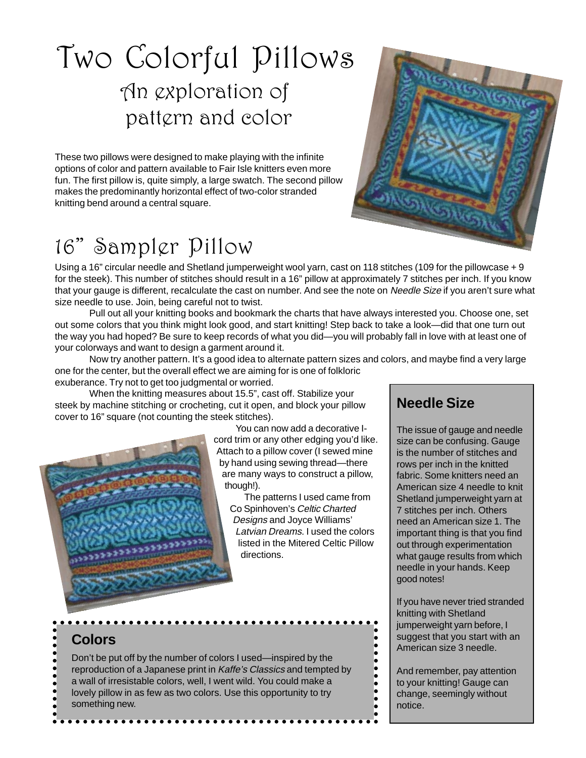# Two Colorful Pillows

## An exploration of pattern and color

These two pillows were designed to make playing with the infinite options of color and pattern available to Fair Isle knitters even more fun. The first pillow is, quite simply, a large swatch. The second pillow makes the predominantly horizontal effect of two-color stranded knitting bend around a central square.

# 16" Sampler Pillow

Using a 16" circular needle and Shetland jumperweight wool yarn, cast on 118 stitches (109 for the pillowcase + 9 for the steek). This number of stitches should result in a 16" pillow at approximately 7 stitches per inch. If you know that your gauge is different, recalculate the cast on number. And see the note on *Needle Size* if you aren't sure what size needle to use. Join, being careful not to twist.

Pull out all your knitting books and bookmark the charts that have always interested you. Choose one, set out some colors that you think might look good, and start knitting! Step back to take a look—did that one turn out the way you had hoped? Be sure to keep records of what you did—you will probably fall in love with at least one of your colorways and want to design a garment around it.

Now try another pattern. It's a good idea to alternate pattern sizes and colors, and maybe find a very large one for the center, but the overall effect we are aiming for is one of folkloric exuberance. Try not to get too judgmental or worried.

When the knitting measures about 15.5", cast off. Stabilize your steek by machine stitching or crocheting, cut it open, and block your pillow cover to 16" square (not counting the steek stitches).

You can now add a decorative I-cord trim or any other edging you'd like. Attach to a pillow cover (I sewed mine by hand using sewing thread—there are many ways to construct a pillow, though!).

The patterns I used came from Co Spinhoven's *Celtic Charted Designs* and Joyce Williams' *Latvian Dreams*. I used the colors listed in the Mitered Celtic Pillow directions.

### Needle Size

The issue of gauge and needle size can be confusing. Gauge is the number of stitches and rows per inch in the knitted fabric. Some knitters need an American size 4 needle to knit Shetland jumperweight yarn at 7 stitches per inch. Others need an American size 1. The important thing is that you find out through experimentation what gauge results from which needle in your hands. Keep good notes!

If you have never tried stranded knitting with Shetland jumperweight yarn before, I suggest that you start with an American size 3 needle.

And remember, pay attention to your knitting! Gauge can change, seemingly without notice.

### Colors

Don't be put off by the number of colors I used—inspired by the reproduction of a Japanese print in *Kaffe's Classics* and tempted by a wall of irresistable colors, well, I went wild. You could make a lovely pillow in as few as two colors. Use this opportunity to try something new.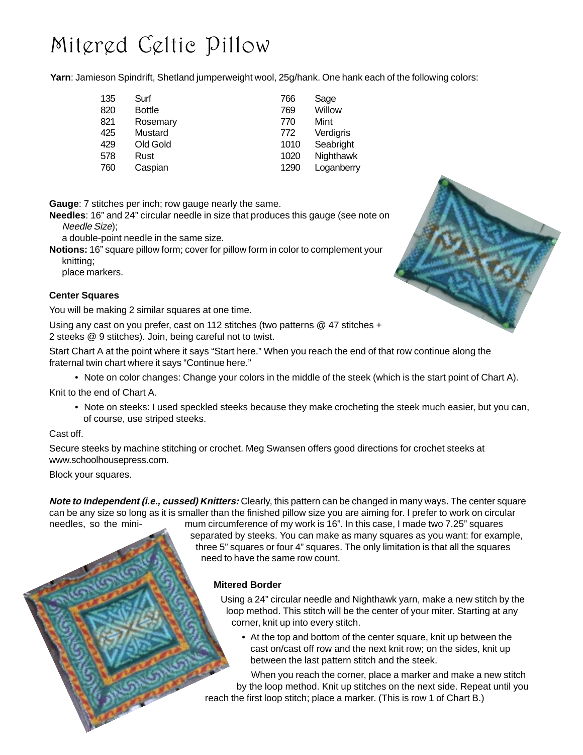# Mitered Celtic Pillow

**Yarn**: Jamieson Spindrift, Shetland jumperweight wool, 25g/hank. One hank each of the following colors:

| | | | |
|---|---|---|---|
| 135 | Surf | 766 | Sage |
| 820 | Bottle | 769 | Willow |
| 821 | Rosemary | 770 | Mint |
| 425 | Mustard | 772 | Verdigris |
| 429 | Old Gold | 1010 | Seabright |
| 578 | Rust | 1020 | Nighthawk |
| 760 | Caspian | 1290 | Loganberry |

**Gauge**: 7 stitches per inch; row gauge nearly the same.

**Needles**: 16" and 24" circular needle in size that produces this gauge (see note on *Needle Size*);
a double-point needle in the same size.

**Notions:** 16" square pillow form; cover for pillow form in color to complement your knitting;
place markers.

### Center Squares

You will be making 2 similar squares at one time.

Using any cast on you prefer, cast on 112 stitches (two patterns @ 47 stitches + 2 steeks @ 9 stitches). Join, being careful not to twist.

Start Chart A at the point where it says "Start here." When you reach the end of that row continue along the fraternal twin chart where it says "Continue here."

- Note on color changes: Change your colors in the middle of the steek (which is the start point of Chart A).

Knit to the end of Chart A.

- Note on steeks: I used speckled steeks because they make crocheting the steek much easier, but you can, of course, use striped steeks.

Cast off.

Secure steeks by machine stitching or crochet. Meg Swansen offers good directions for crochet steeks at www.schoolhousepress.com.

Block your squares.

***Note to Independent (i.e., cussed) Knitters:*** Clearly, this pattern can be changed in many ways. The center square can be any size so long as it is smaller than the finished pillow size you are aiming for. I prefer to work on circular needles, so the minimum circumference of my work is 16". In this case, I made two 7.25" squares separated by steeks. You can make as many squares as you want: for example, three 5" squares or four 4" squares. The only limitation is that all the squares need to have the same row count.

### Mitered Border

Using a 24" circular needle and Nighthawk yarn, make a new stitch by the loop method. This stitch will be the center of your miter. Starting at any corner, knit up into every stitch.

- At the top and bottom of the center square, knit up between the cast on/cast off row and the next knit row; on the sides, knit up between the last pattern stitch and the steek.

When you reach the corner, place a marker and make a new stitch by the loop method. Knit up stitches on the next side. Repeat until you reach the first loop stitch; place a marker. (This is row 1 of Chart B.)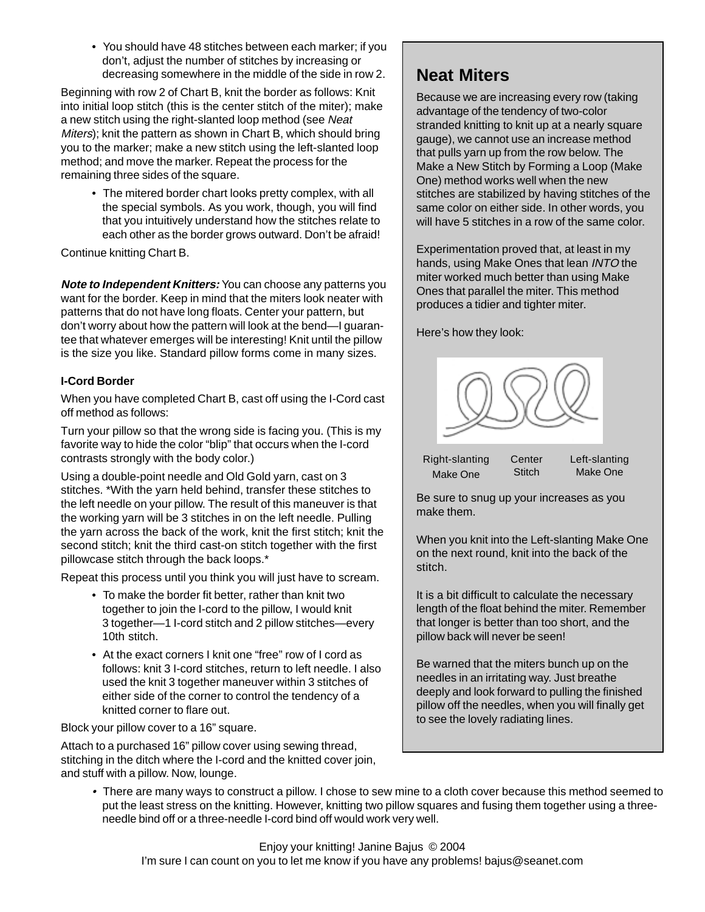- You should have 48 stitches between each marker; if you don't, adjust the number of stitches by increasing or decreasing somewhere in the middle of the side in row 2.

Beginning with row 2 of Chart B, knit the border as follows: Knit into initial loop stitch (this is the center stitch of the miter); make a new stitch using the right-slanted loop method (see *Neat Miters*); knit the pattern as shown in Chart B, which should bring you to the marker; make a new stitch using the left-slanted loop method; and move the marker. Repeat the process for the remaining three sides of the square.

- The mitered border chart looks pretty complex, with all the special symbols. As you work, though, you will find that you intuitively understand how the stitches relate to each other as the border grows outward. Don't be afraid!

Continue knitting Chart B.

***Note to Independent Knitters:*** You can choose any patterns you want for the border. Keep in mind that the miters look neater with patterns that do not have long floats. Center your pattern, but don't worry about how the pattern will look at the bend—I guarantee that whatever emerges will be interesting! Knit until the pillow is the size you like. Standard pillow forms come in many sizes.

**I-Cord Border**

When you have completed Chart B, cast off using the I-Cord cast off method as follows:

Turn your pillow so that the wrong side is facing you. (This is my favorite way to hide the color "blip" that occurs when the I-cord contrasts strongly with the body color.)

Using a double-point needle and Old Gold yarn, cast on 3 stitches. *With the yarn held behind, transfer these stitches to the left needle on your pillow. The result of this maneuver is that the working yarn will be 3 stitches in on the left needle. Pulling the yarn across the back of the work, knit the first stitch; knit the second stitch; knit the third cast-on stitch together with the first pillowcase stitch through the back loops.*

Repeat this process until you think you will just have to scream.

- To make the border fit better, rather than knit two together to join the I-cord to the pillow, I would knit 3 together—1 I-cord stitch and 2 pillow stitches—every 10th stitch.
- At the exact corners I knit one "free" row of I cord as follows: knit 3 I-cord stitches, return to left needle. I also used the knit 3 together maneuver within 3 stitches of either side of the corner to control the tendency of a knitted corner to flare out.

Block your pillow cover to a 16" square.

Attach to a purchased 16" pillow cover using sewing thread, stitching in the ditch where the I-cord and the knitted cover join, and stuff with a pillow. Now, lounge.

## Neat Miters

Because we are increasing every row (taking advantage of the tendency of two-color stranded knitting to knit up at a nearly square gauge), we cannot use an increase method that pulls yarn up from the row below. The Make a New Stitch by Forming a Loop (Make One) method works well when the new stitches are stabilized by having stitches of the same color on either side. In other words, you will have 5 stitches in a row of the same color.

Experimentation proved that, at least in my hands, using Make Ones that lean *INTO* the miter worked much better than using Make Ones that parallel the miter. This method produces a tidier and tighter miter.

Here's how they look:

Right-slanting Make One | Center Stitch | Left-slanting Make One

Be sure to snug up your increases as you make them.

When you knit into the Left-slanting Make One on the next round, knit into the back of the stitch.

It is a bit difficult to calculate the necessary length of the float behind the miter. Remember that longer is better than too short, and the pillow back will never be seen!

Be warned that the miters bunch up on the needles in an irritating way. Just breathe deeply and look forward to pulling the finished pillow off the needles, when you will finally get to see the lovely radiating lines.

- There are many ways to construct a pillow. I chose to sew mine to a cloth cover because this method seemed to put the least stress on the knitting. However, knitting two pillow squares and fusing them together using a three-needle bind off or a three-needle I-cord bind off would work very well.

Enjoy your knitting! Janine Bajus © 2004

I'm sure I can count on you to let me know if you have any problems! bajus@seanet.com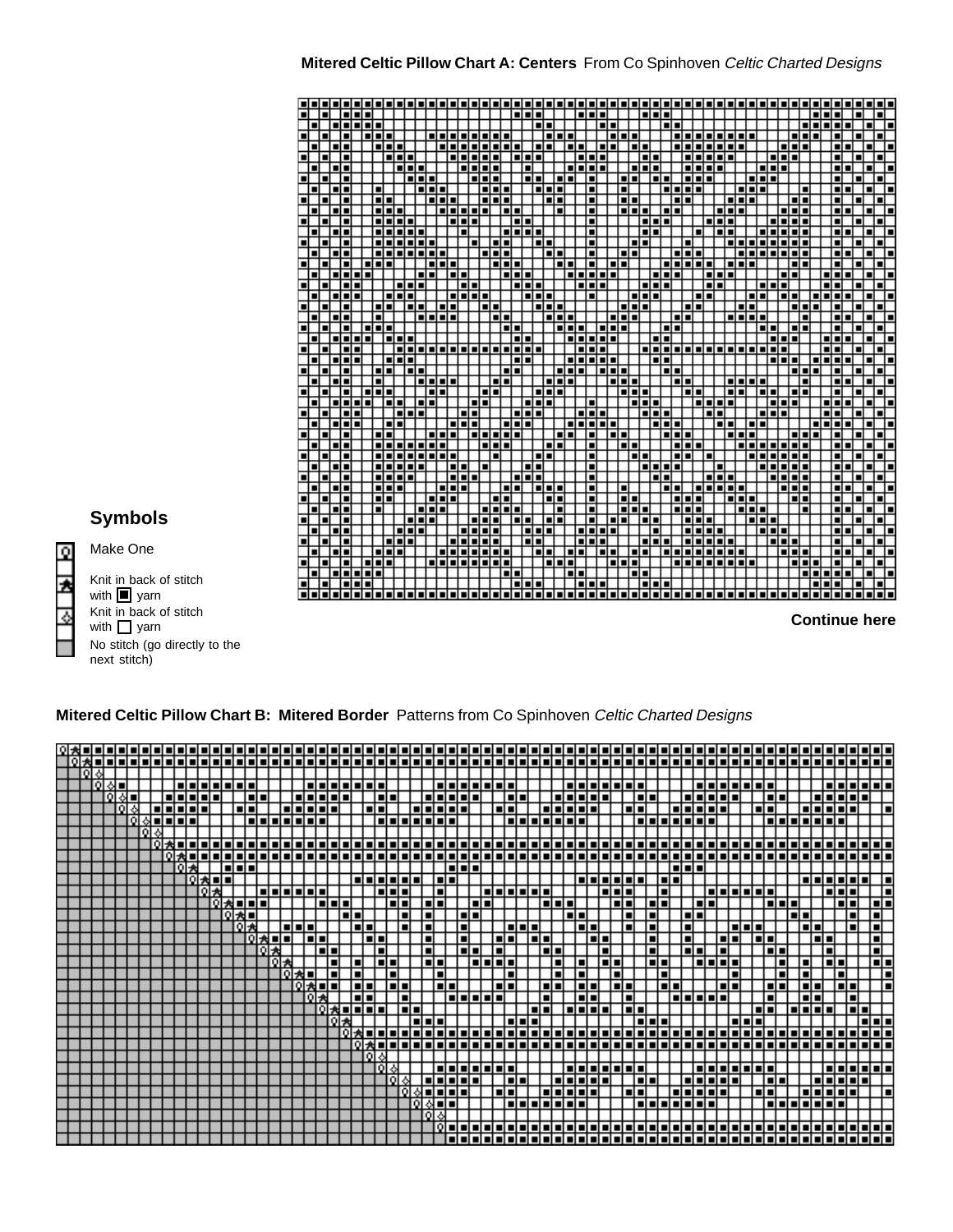**Mitered Celtic Pillow Chart A: Centers** From Co Spinhoven *Celtic Charted Designs*

**Continue here**

## Symbols

- Make One
- Knit in back of stitch with ■ yarn
- Knit in back of stitch with □ yarn
- No stitch (go directly to the next stitch)

**Mitered Celtic Pillow Chart B: Mitered Border** Patterns from Co Spinhoven *Celtic Charted Designs*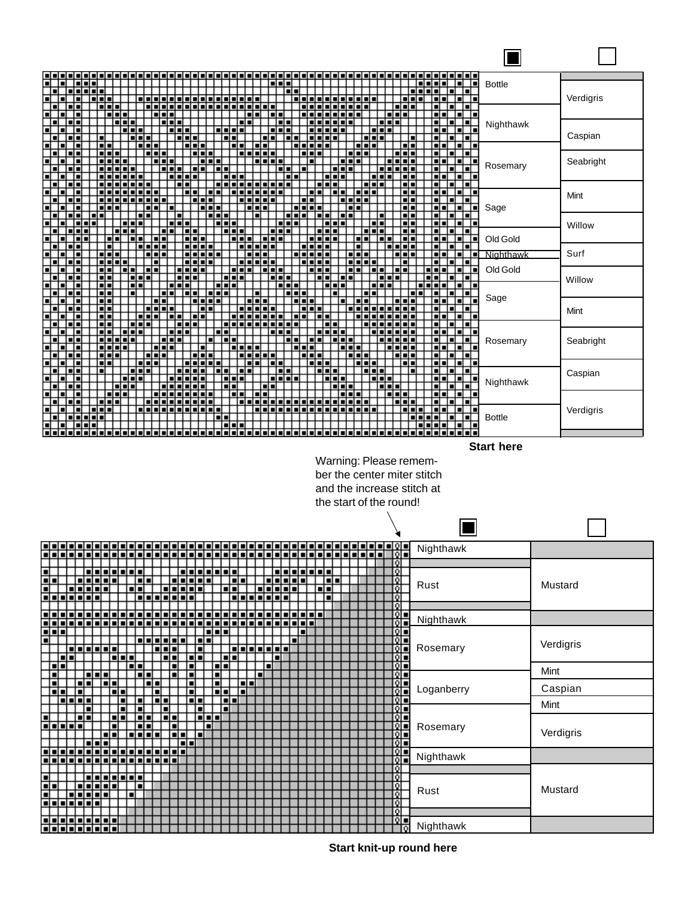Bottle

Nighthawk

Rosemary

Sage

Old Gold

Nighthawk

Old Gold

Sage

Rosemary

Nighthawk

Bottle

Verdigris

Caspian

Seabright

Mint

Willow

Surf

Willow

Mint

Seabright

Caspian

Verdigris

**Start here**

Warning: Please remember the center miter stitch and the increase stitch at the start of the round!

Nighthawk

Rust

Nighthawk

Rosemary

Loganberry

Rosemary

Nighthawk

Rust

Nighthawk

Mustard

Verdigris

Mint

Caspian

Mint

Verdigris

Mustard

**Start knit-up round here**